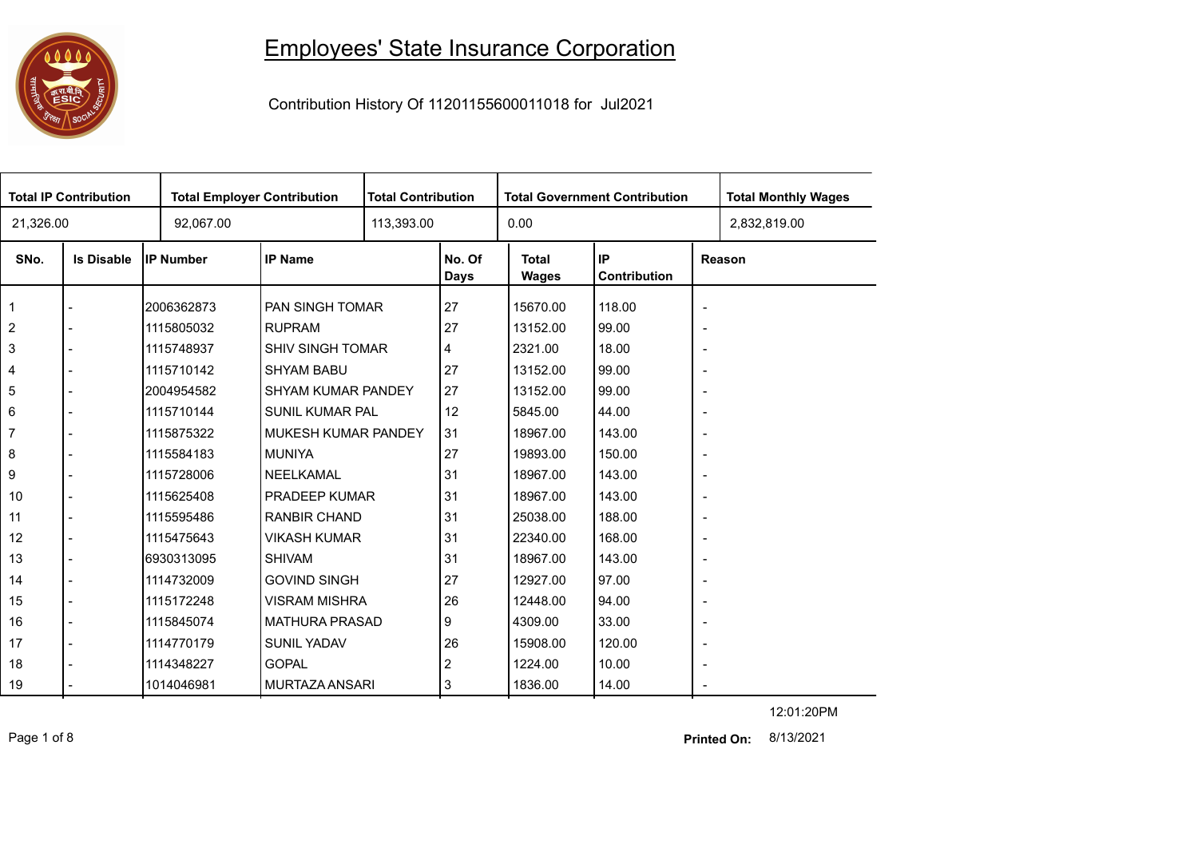# Employees' State Insurance Corporation

Contribution History Of 11201155600011018 for Jul2021

| Total IP Contribution | Total Employer Contribution | Total Contribution | Total Government Contribution | Total Monthly Wages |
|---|---|---|---|---|
| 21,326.00 | 92,067.00 | 113,393.00 | 0.00 | 2,832,819.00 |

| SNo. | Is Disable | IP Number | IP Name | No. Of Days | Total Wages | IP Contribution | Reason |
|---|---|---|---|---|---|---|---|
| 1 | - | 2006362873 | PAN SINGH TOMAR | 27 | 15670.00 | 118.00 | - |
| 2 | - | 1115805032 | RUPRAM | 27 | 13152.00 | 99.00 | - |
| 3 | - | 1115748937 | SHIV SINGH TOMAR | 4 | 2321.00 | 18.00 | - |
| 4 | - | 1115710142 | SHYAM BABU | 27 | 13152.00 | 99.00 | - |
| 5 | - | 2004954582 | SHYAM KUMAR PANDEY | 27 | 13152.00 | 99.00 | - |
| 6 | - | 1115710144 | SUNIL KUMAR PAL | 12 | 5845.00 | 44.00 | - |
| 7 | - | 1115875322 | MUKESH KUMAR PANDEY | 31 | 18967.00 | 143.00 | - |
| 8 | - | 1115584183 | MUNIYA | 27 | 19893.00 | 150.00 | - |
| 9 | - | 1115728006 | NEELKAMAL | 31 | 18967.00 | 143.00 | - |
| 10 | - | 1115625408 | PRADEEP KUMAR | 31 | 18967.00 | 143.00 | - |
| 11 | - | 1115595486 | RANBIR CHAND | 31 | 25038.00 | 188.00 | - |
| 12 | - | 1115475643 | VIKASH KUMAR | 31 | 22340.00 | 168.00 | - |
| 13 | - | 6930313095 | SHIVAM | 31 | 18967.00 | 143.00 | - |
| 14 | - | 1114732009 | GOVIND SINGH | 27 | 12927.00 | 97.00 | - |
| 15 | - | 1115172248 | VISRAM MISHRA | 26 | 12448.00 | 94.00 | - |
| 16 | - | 1115845074 | MATHURA PRASAD | 9 | 4309.00 | 33.00 | - |
| 17 | - | 1114770179 | SUNIL YADAV | 26 | 15908.00 | 120.00 | - |
| 18 | - | 1114348227 | GOPAL | 2 | 1224.00 | 10.00 | - |
| 19 | - | 1014046981 | MURTAZA ANSARI | 3 | 1836.00 | 14.00 | - |

12:01:20PM

**Printed On:** 8/13/2021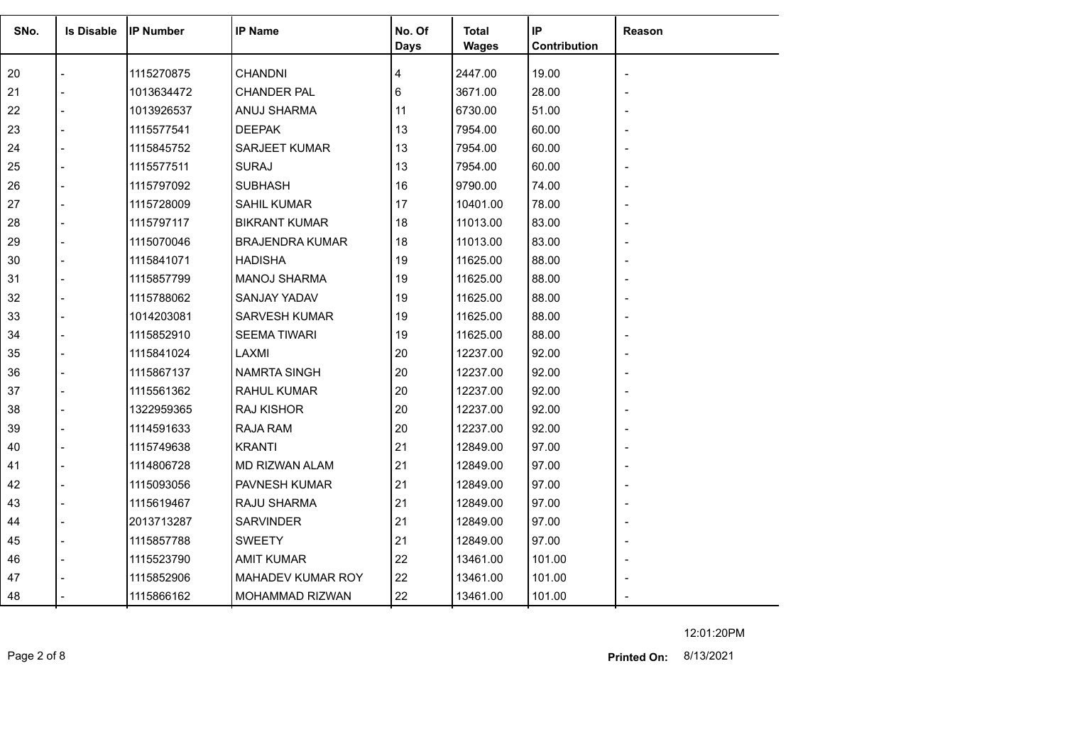| SNo. | Is Disable | IP Number | IP Name | No. Of Days | Total Wages | IP Contribution | Reason |
|---|---|---|---|---|---|---|---|
| 20 | - | 1115270875 | CHANDNI | 4 | 2447.00 | 19.00 | - |
| 21 | - | 1013634472 | CHANDER PAL | 6 | 3671.00 | 28.00 | - |
| 22 | - | 1013926537 | ANUJ SHARMA | 11 | 6730.00 | 51.00 | - |
| 23 | - | 1115577541 | DEEPAK | 13 | 7954.00 | 60.00 | - |
| 24 | - | 1115845752 | SARJEET KUMAR | 13 | 7954.00 | 60.00 | - |
| 25 | - | 1115577511 | SURAJ | 13 | 7954.00 | 60.00 | - |
| 26 | - | 1115797092 | SUBHASH | 16 | 9790.00 | 74.00 | - |
| 27 | - | 1115728009 | SAHIL KUMAR | 17 | 10401.00 | 78.00 | - |
| 28 | - | 1115797117 | BIKRANT KUMAR | 18 | 11013.00 | 83.00 | - |
| 29 | - | 1115070046 | BRAJENDRA KUMAR | 18 | 11013.00 | 83.00 | - |
| 30 | - | 1115841071 | HADISHA | 19 | 11625.00 | 88.00 | - |
| 31 | - | 1115857799 | MANOJ SHARMA | 19 | 11625.00 | 88.00 | - |
| 32 | - | 1115788062 | SANJAY YADAV | 19 | 11625.00 | 88.00 | - |
| 33 | - | 1014203081 | SARVESH KUMAR | 19 | 11625.00 | 88.00 | - |
| 34 | - | 1115852910 | SEEMA TIWARI | 19 | 11625.00 | 88.00 | - |
| 35 | - | 1115841024 | LAXMI | 20 | 12237.00 | 92.00 | - |
| 36 | - | 1115867137 | NAMRTA SINGH | 20 | 12237.00 | 92.00 | - |
| 37 | - | 1115561362 | RAHUL KUMAR | 20 | 12237.00 | 92.00 | - |
| 38 | - | 1322959365 | RAJ KISHOR | 20 | 12237.00 | 92.00 | - |
| 39 | - | 1114591633 | RAJA RAM | 20 | 12237.00 | 92.00 | - |
| 40 | - | 1115749638 | KRANTI | 21 | 12849.00 | 97.00 | - |
| 41 | - | 1114806728 | MD RIZWAN ALAM | 21 | 12849.00 | 97.00 | - |
| 42 | - | 1115093056 | PAVNESH KUMAR | 21 | 12849.00 | 97.00 | - |
| 43 | - | 1115619467 | RAJU SHARMA | 21 | 12849.00 | 97.00 | - |
| 44 | - | 2013713287 | SARVINDER | 21 | 12849.00 | 97.00 | - |
| 45 | - | 1115857788 | SWEETY | 21 | 12849.00 | 97.00 | - |
| 46 | - | 1115523790 | AMIT KUMAR | 22 | 13461.00 | 101.00 | - |
| 47 | - | 1115852906 | MAHADEV KUMAR ROY | 22 | 13461.00 | 101.00 | - |
| 48 | - | 1115866162 | MOHAMMAD RIZWAN | 22 | 13461.00 | 101.00 | - |

12:01:20PM

**Printed On:** 8/13/2021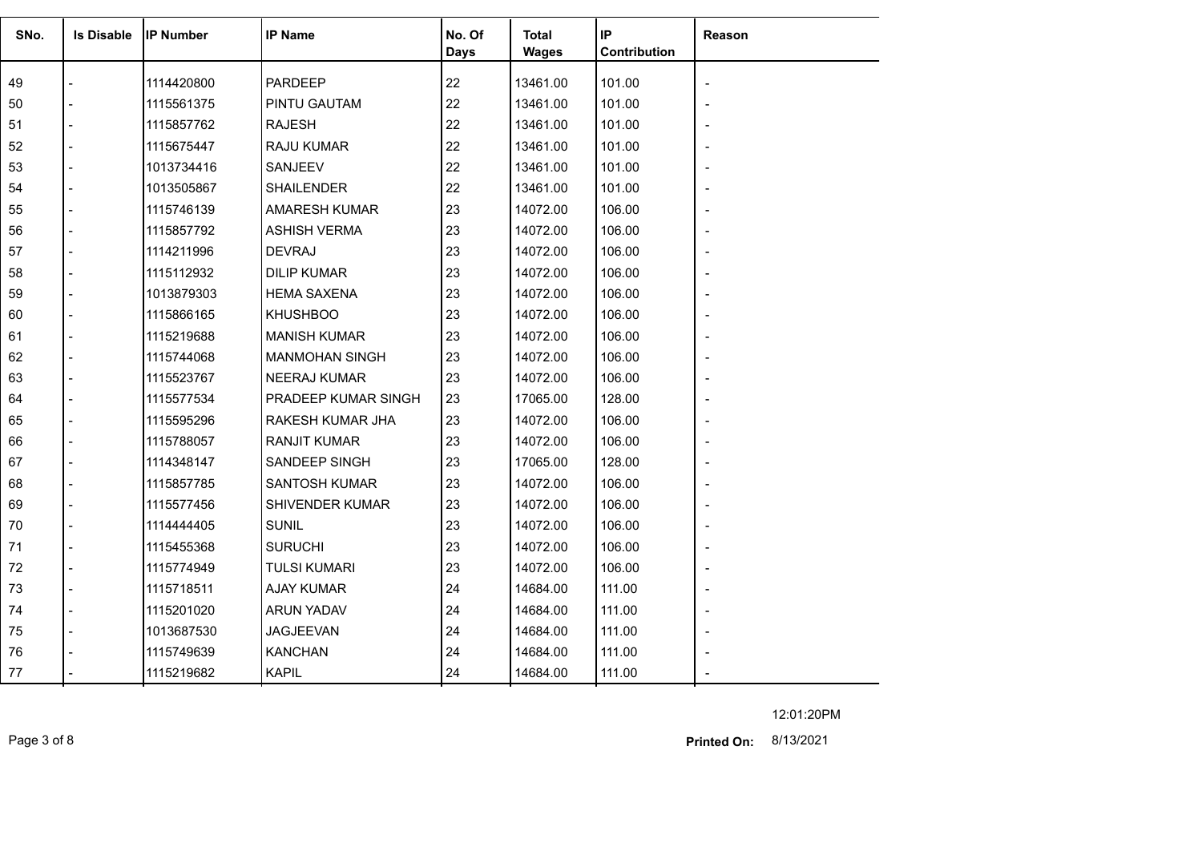| SNo. | Is Disable | IP Number | IP Name | No. Of Days | Total Wages | IP Contribution | Reason |
|---|---|---|---|---|---|---|---|
| 49 | - | 1114420800 | PARDEEP | 22 | 13461.00 | 101.00 | - |
| 50 | - | 1115561375 | PINTU GAUTAM | 22 | 13461.00 | 101.00 | - |
| 51 | - | 1115857762 | RAJESH | 22 | 13461.00 | 101.00 | - |
| 52 | - | 1115675447 | RAJU KUMAR | 22 | 13461.00 | 101.00 | - |
| 53 | - | 1013734416 | SANJEEV | 22 | 13461.00 | 101.00 | - |
| 54 | - | 1013505867 | SHAILENDER | 22 | 13461.00 | 101.00 | - |
| 55 | - | 1115746139 | AMARESH KUMAR | 23 | 14072.00 | 106.00 | - |
| 56 | - | 1115857792 | ASHISH VERMA | 23 | 14072.00 | 106.00 | - |
| 57 | - | 1114211996 | DEVRAJ | 23 | 14072.00 | 106.00 | - |
| 58 | - | 1115112932 | DILIP KUMAR | 23 | 14072.00 | 106.00 | - |
| 59 | - | 1013879303 | HEMA SAXENA | 23 | 14072.00 | 106.00 | - |
| 60 | - | 1115866165 | KHUSHBOO | 23 | 14072.00 | 106.00 | - |
| 61 | - | 1115219688 | MANISH KUMAR | 23 | 14072.00 | 106.00 | - |
| 62 | - | 1115744068 | MANMOHAN SINGH | 23 | 14072.00 | 106.00 | - |
| 63 | - | 1115523767 | NEERAJ KUMAR | 23 | 14072.00 | 106.00 | - |
| 64 | - | 1115577534 | PRADEEP KUMAR SINGH | 23 | 17065.00 | 128.00 | - |
| 65 | - | 1115595296 | RAKESH KUMAR JHA | 23 | 14072.00 | 106.00 | - |
| 66 | - | 1115788057 | RANJIT KUMAR | 23 | 14072.00 | 106.00 | - |
| 67 | - | 1114348147 | SANDEEP SINGH | 23 | 17065.00 | 128.00 | - |
| 68 | - | 1115857785 | SANTOSH KUMAR | 23 | 14072.00 | 106.00 | - |
| 69 | - | 1115577456 | SHIVENDER KUMAR | 23 | 14072.00 | 106.00 | - |
| 70 | - | 1114444405 | SUNIL | 23 | 14072.00 | 106.00 | - |
| 71 | - | 1115455368 | SURUCHI | 23 | 14072.00 | 106.00 | - |
| 72 | - | 1115774949 | TULSI KUMARI | 23 | 14072.00 | 106.00 | - |
| 73 | - | 1115718511 | AJAY KUMAR | 24 | 14684.00 | 111.00 | - |
| 74 | - | 1115201020 | ARUN YADAV | 24 | 14684.00 | 111.00 | - |
| 75 | - | 1013687530 | JAGJEEVAN | 24 | 14684.00 | 111.00 | - |
| 76 | - | 1115749639 | KANCHAN | 24 | 14684.00 | 111.00 | - |
| 77 | - | 1115219682 | KAPIL | 24 | 14684.00 | 111.00 | - |

12:01:20PM

**Printed On:** 8/13/2021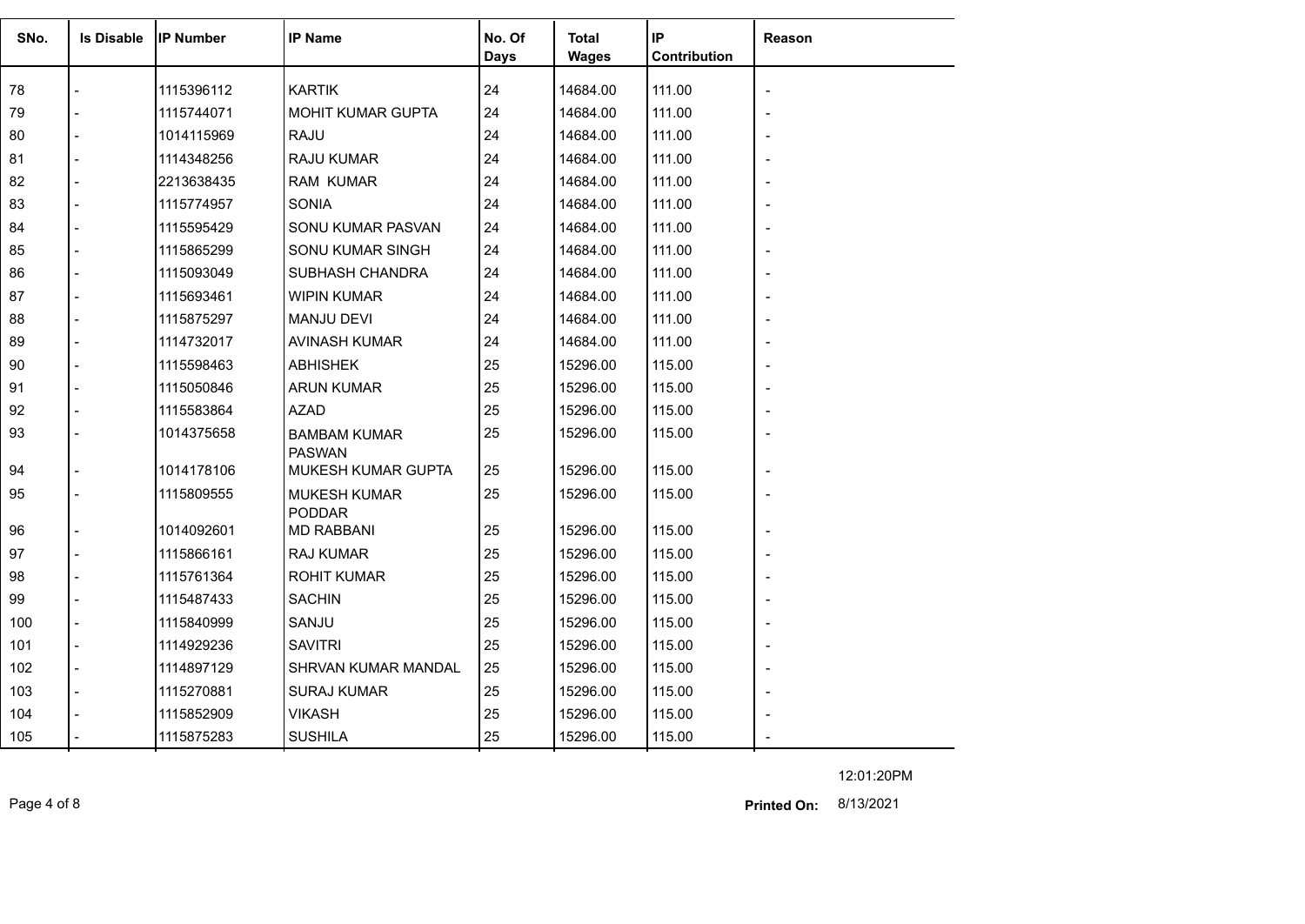| SNo. | Is Disable | IP Number | IP Name | No. Of Days | Total Wages | IP Contribution | Reason |
|---|---|---|---|---|---|---|---|
| 78 | - | 1115396112 | KARTIK | 24 | 14684.00 | 111.00 | - |
| 79 | - | 1115744071 | MOHIT KUMAR GUPTA | 24 | 14684.00 | 111.00 | - |
| 80 | - | 1014115969 | RAJU | 24 | 14684.00 | 111.00 | - |
| 81 | - | 1114348256 | RAJU KUMAR | 24 | 14684.00 | 111.00 | - |
| 82 | - | 2213638435 | RAM KUMAR | 24 | 14684.00 | 111.00 | - |
| 83 | - | 1115774957 | SONIA | 24 | 14684.00 | 111.00 | - |
| 84 | - | 1115595429 | SONU KUMAR PASVAN | 24 | 14684.00 | 111.00 | - |
| 85 | - | 1115865299 | SONU KUMAR SINGH | 24 | 14684.00 | 111.00 | - |
| 86 | - | 1115093049 | SUBHASH CHANDRA | 24 | 14684.00 | 111.00 | - |
| 87 | - | 1115693461 | WIPIN KUMAR | 24 | 14684.00 | 111.00 | - |
| 88 | - | 1115875297 | MANJU DEVI | 24 | 14684.00 | 111.00 | - |
| 89 | - | 1114732017 | AVINASH KUMAR | 24 | 14684.00 | 111.00 | - |
| 90 | - | 1115598463 | ABHISHEK | 25 | 15296.00 | 115.00 | - |
| 91 | - | 1115050846 | ARUN KUMAR | 25 | 15296.00 | 115.00 | - |
| 92 | - | 1115583864 | AZAD | 25 | 15296.00 | 115.00 | - |
| 93 | - | 1014375658 | BAMBAM KUMAR PASWAN | 25 | 15296.00 | 115.00 | - |
| 94 | - | 1014178106 | MUKESH KUMAR GUPTA | 25 | 15296.00 | 115.00 | - |
| 95 | - | 1115809555 | MUKESH KUMAR PODDAR | 25 | 15296.00 | 115.00 | - |
| 96 | - | 1014092601 | MD RABBANI | 25 | 15296.00 | 115.00 | - |
| 97 | - | 1115866161 | RAJ KUMAR | 25 | 15296.00 | 115.00 | - |
| 98 | - | 1115761364 | ROHIT KUMAR | 25 | 15296.00 | 115.00 | - |
| 99 | - | 1115487433 | SACHIN | 25 | 15296.00 | 115.00 | - |
| 100 | - | 1115840999 | SANJU | 25 | 15296.00 | 115.00 | - |
| 101 | - | 1114929236 | SAVITRI | 25 | 15296.00 | 115.00 | - |
| 102 | - | 1114897129 | SHRVAN KUMAR MANDAL | 25 | 15296.00 | 115.00 | - |
| 103 | - | 1115270881 | SURAJ KUMAR | 25 | 15296.00 | 115.00 | - |
| 104 | - | 1115852909 | VIKASH | 25 | 15296.00 | 115.00 | - |
| 105 | - | 1115875283 | SUSHILA | 25 | 15296.00 | 115.00 | - |

12:01:20PM

**Printed On:** 8/13/2021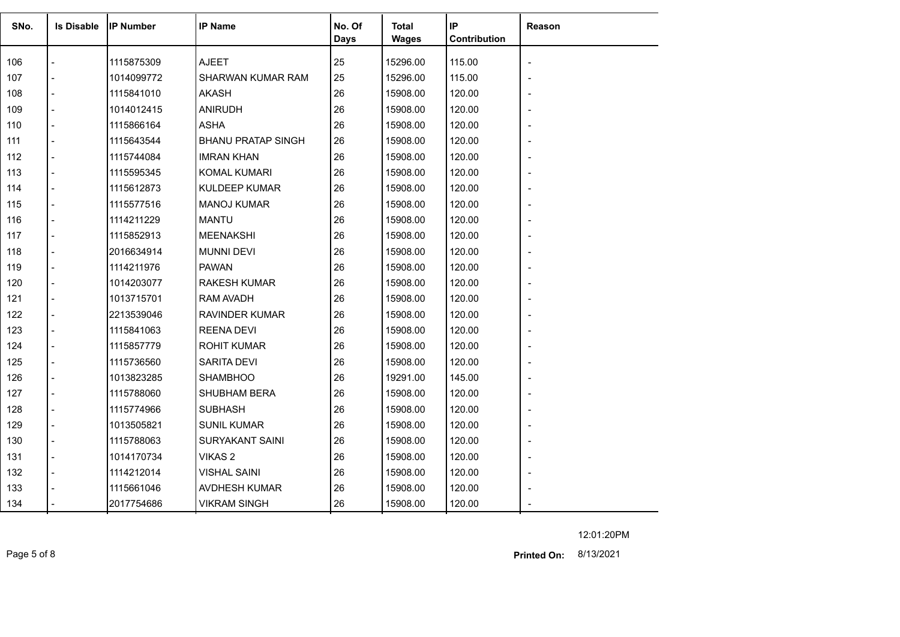| SNo. | Is Disable | IP Number | IP Name | No. Of Days | Total Wages | IP Contribution | Reason |
|---|---|---|---|---|---|---|---|
| 106 | - | 1115875309 | AJEET | 25 | 15296.00 | 115.00 | - |
| 107 | - | 1014099772 | SHARWAN KUMAR RAM | 25 | 15296.00 | 115.00 | - |
| 108 | - | 1115841010 | AKASH | 26 | 15908.00 | 120.00 | - |
| 109 | - | 1014012415 | ANIRUDH | 26 | 15908.00 | 120.00 | - |
| 110 | - | 1115866164 | ASHA | 26 | 15908.00 | 120.00 | - |
| 111 | - | 1115643544 | BHANU PRATAP SINGH | 26 | 15908.00 | 120.00 | - |
| 112 | - | 1115744084 | IMRAN KHAN | 26 | 15908.00 | 120.00 | - |
| 113 | - | 1115595345 | KOMAL KUMARI | 26 | 15908.00 | 120.00 | - |
| 114 | - | 1115612873 | KULDEEP KUMAR | 26 | 15908.00 | 120.00 | - |
| 115 | - | 1115577516 | MANOJ KUMAR | 26 | 15908.00 | 120.00 | - |
| 116 | - | 1114211229 | MANTU | 26 | 15908.00 | 120.00 | - |
| 117 | - | 1115852913 | MEENAKSHI | 26 | 15908.00 | 120.00 | - |
| 118 | - | 2016634914 | MUNNI DEVI | 26 | 15908.00 | 120.00 | - |
| 119 | - | 1114211976 | PAWAN | 26 | 15908.00 | 120.00 | - |
| 120 | - | 1014203077 | RAKESH KUMAR | 26 | 15908.00 | 120.00 | - |
| 121 | - | 1013715701 | RAM AVADH | 26 | 15908.00 | 120.00 | - |
| 122 | - | 2213539046 | RAVINDER KUMAR | 26 | 15908.00 | 120.00 | - |
| 123 | - | 1115841063 | REENA DEVI | 26 | 15908.00 | 120.00 | - |
| 124 | - | 1115857779 | ROHIT KUMAR | 26 | 15908.00 | 120.00 | - |
| 125 | - | 1115736560 | SARITA DEVI | 26 | 15908.00 | 120.00 | - |
| 126 | - | 1013823285 | SHAMBHOO | 26 | 19291.00 | 145.00 | - |
| 127 | - | 1115788060 | SHUBHAM BERA | 26 | 15908.00 | 120.00 | - |
| 128 | - | 1115774966 | SUBHASH | 26 | 15908.00 | 120.00 | - |
| 129 | - | 1013505821 | SUNIL KUMAR | 26 | 15908.00 | 120.00 | - |
| 130 | - | 1115788063 | SURYAKANT SAINI | 26 | 15908.00 | 120.00 | - |
| 131 | - | 1014170734 | VIKAS 2 | 26 | 15908.00 | 120.00 | - |
| 132 | - | 1114212014 | VISHAL SAINI | 26 | 15908.00 | 120.00 | - |
| 133 | - | 1115661046 | AVDHESH KUMAR | 26 | 15908.00 | 120.00 | - |
| 134 | - | 2017754686 | VIKRAM SINGH | 26 | 15908.00 | 120.00 | - |

12:01:20PM

**Printed On:** 8/13/2021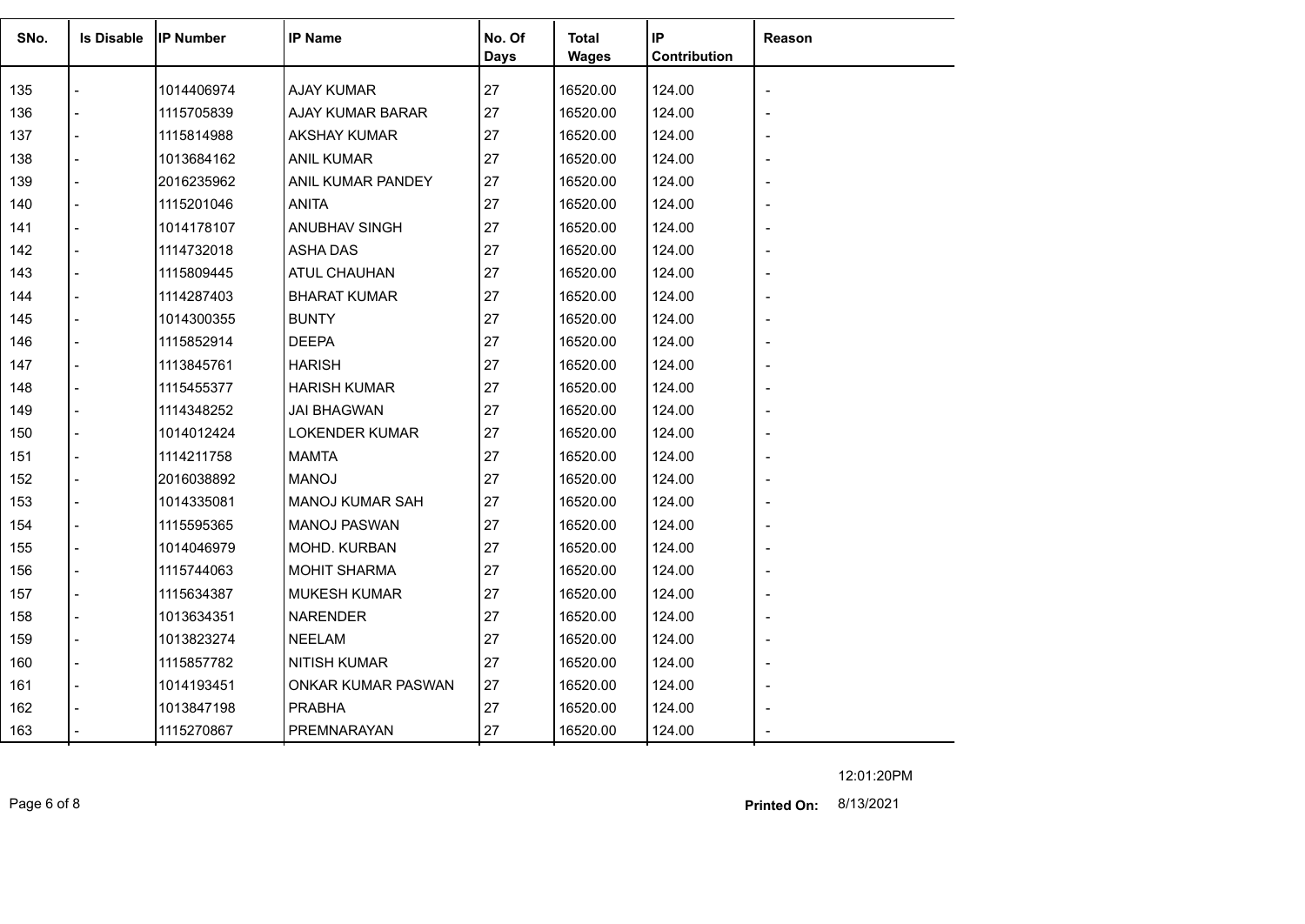| SNo. | Is Disable | IP Number | IP Name | No. Of Days | Total Wages | IP Contribution | Reason |
|---|---|---|---|---|---|---|---|
| 135 | - | 1014406974 | AJAY KUMAR | 27 | 16520.00 | 124.00 | - |
| 136 | - | 1115705839 | AJAY KUMAR BARAR | 27 | 16520.00 | 124.00 | - |
| 137 | - | 1115814988 | AKSHAY KUMAR | 27 | 16520.00 | 124.00 | - |
| 138 | - | 1013684162 | ANIL KUMAR | 27 | 16520.00 | 124.00 | - |
| 139 | - | 2016235962 | ANIL KUMAR PANDEY | 27 | 16520.00 | 124.00 | - |
| 140 | - | 1115201046 | ANITA | 27 | 16520.00 | 124.00 | - |
| 141 | - | 1014178107 | ANUBHAV SINGH | 27 | 16520.00 | 124.00 | - |
| 142 | - | 1114732018 | ASHA DAS | 27 | 16520.00 | 124.00 | - |
| 143 | - | 1115809445 | ATUL CHAUHAN | 27 | 16520.00 | 124.00 | - |
| 144 | - | 1114287403 | BHARAT KUMAR | 27 | 16520.00 | 124.00 | - |
| 145 | - | 1014300355 | BUNTY | 27 | 16520.00 | 124.00 | - |
| 146 | - | 1115852914 | DEEPA | 27 | 16520.00 | 124.00 | - |
| 147 | - | 1113845761 | HARISH | 27 | 16520.00 | 124.00 | - |
| 148 | - | 1115455377 | HARISH KUMAR | 27 | 16520.00 | 124.00 | - |
| 149 | - | 1114348252 | JAI BHAGWAN | 27 | 16520.00 | 124.00 | - |
| 150 | - | 1014012424 | LOKENDER KUMAR | 27 | 16520.00 | 124.00 | - |
| 151 | - | 1114211758 | MAMTA | 27 | 16520.00 | 124.00 | - |
| 152 | - | 2016038892 | MANOJ | 27 | 16520.00 | 124.00 | - |
| 153 | - | 1014335081 | MANOJ KUMAR SAH | 27 | 16520.00 | 124.00 | - |
| 154 | - | 1115595365 | MANOJ PASWAN | 27 | 16520.00 | 124.00 | - |
| 155 | - | 1014046979 | MOHD. KURBAN | 27 | 16520.00 | 124.00 | - |
| 156 | - | 1115744063 | MOHIT SHARMA | 27 | 16520.00 | 124.00 | - |
| 157 | - | 1115634387 | MUKESH KUMAR | 27 | 16520.00 | 124.00 | - |
| 158 | - | 1013634351 | NARENDER | 27 | 16520.00 | 124.00 | - |
| 159 | - | 1013823274 | NEELAM | 27 | 16520.00 | 124.00 | - |
| 160 | - | 1115857782 | NITISH KUMAR | 27 | 16520.00 | 124.00 | - |
| 161 | - | 1014193451 | ONKAR KUMAR PASWAN | 27 | 16520.00 | 124.00 | - |
| 162 | - | 1013847198 | PRABHA | 27 | 16520.00 | 124.00 | - |
| 163 | - | 1115270867 | PREMNARAYAN | 27 | 16520.00 | 124.00 | - |

12:01:20PM

**Printed On:** 8/13/2021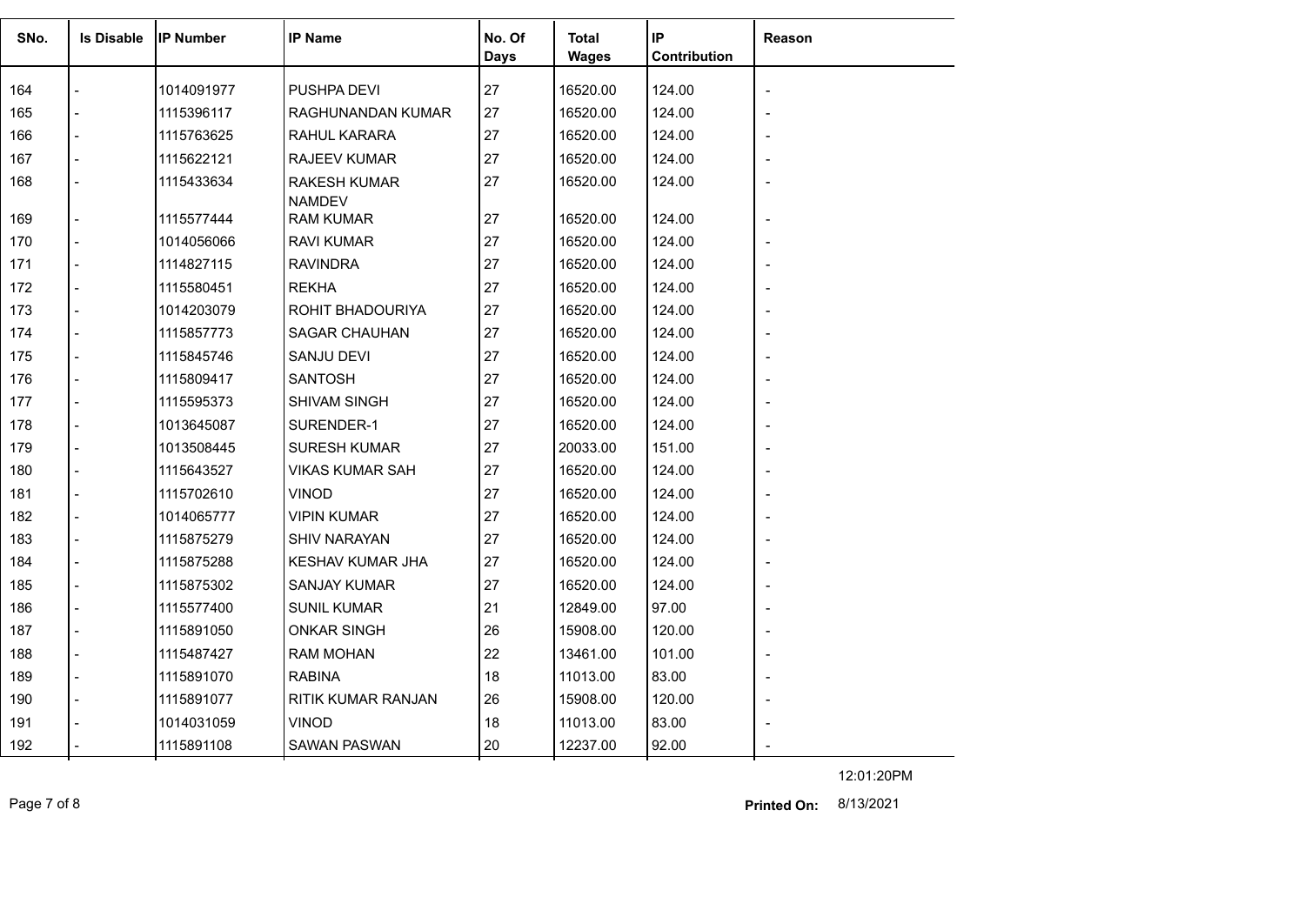| SNo. | Is Disable | IP Number | IP Name | No. Of Days | Total Wages | IP Contribution | Reason |
|---|---|---|---|---|---|---|---|
| 164 | - | 1014091977 | PUSHPA DEVI | 27 | 16520.00 | 124.00 | - |
| 165 | - | 1115396117 | RAGHUNANDAN KUMAR | 27 | 16520.00 | 124.00 | - |
| 166 | - | 1115763625 | RAHUL KARARA | 27 | 16520.00 | 124.00 | - |
| 167 | - | 1115622121 | RAJEEV KUMAR | 27 | 16520.00 | 124.00 | - |
| 168 | - | 1115433634 | RAKESH KUMAR NAMDEV | 27 | 16520.00 | 124.00 | - |
| 169 | - | 1115577444 | RAM KUMAR | 27 | 16520.00 | 124.00 | - |
| 170 | - | 1014056066 | RAVI KUMAR | 27 | 16520.00 | 124.00 | - |
| 171 | - | 1114827115 | RAVINDRA | 27 | 16520.00 | 124.00 | - |
| 172 | - | 1115580451 | REKHA | 27 | 16520.00 | 124.00 | - |
| 173 | - | 1014203079 | ROHIT BHADOURIYA | 27 | 16520.00 | 124.00 | - |
| 174 | - | 1115857773 | SAGAR CHAUHAN | 27 | 16520.00 | 124.00 | - |
| 175 | - | 1115845746 | SANJU DEVI | 27 | 16520.00 | 124.00 | - |
| 176 | - | 1115809417 | SANTOSH | 27 | 16520.00 | 124.00 | - |
| 177 | - | 1115595373 | SHIVAM SINGH | 27 | 16520.00 | 124.00 | - |
| 178 | - | 1013645087 | SURENDER-1 | 27 | 16520.00 | 124.00 | - |
| 179 | - | 1013508445 | SURESH KUMAR | 27 | 20033.00 | 151.00 | - |
| 180 | - | 1115643527 | VIKAS KUMAR SAH | 27 | 16520.00 | 124.00 | - |
| 181 | - | 1115702610 | VINOD | 27 | 16520.00 | 124.00 | - |
| 182 | - | 1014065777 | VIPIN KUMAR | 27 | 16520.00 | 124.00 | - |
| 183 | - | 1115875279 | SHIV NARAYAN | 27 | 16520.00 | 124.00 | - |
| 184 | - | 1115875288 | KESHAV KUMAR JHA | 27 | 16520.00 | 124.00 | - |
| 185 | - | 1115875302 | SANJAY KUMAR | 27 | 16520.00 | 124.00 | - |
| 186 | - | 1115577400 | SUNIL KUMAR | 21 | 12849.00 | 97.00 | - |
| 187 | - | 1115891050 | ONKAR SINGH | 26 | 15908.00 | 120.00 | - |
| 188 | - | 1115487427 | RAM MOHAN | 22 | 13461.00 | 101.00 | - |
| 189 | - | 1115891070 | RABINA | 18 | 11013.00 | 83.00 | - |
| 190 | - | 1115891077 | RITIK KUMAR RANJAN | 26 | 15908.00 | 120.00 | - |
| 191 | - | 1014031059 | VINOD | 18 | 11013.00 | 83.00 | - |
| 192 | - | 1115891108 | SAWAN PASWAN | 20 | 12237.00 | 92.00 | - |

12:01:20PM

**Printed On:** 8/13/2021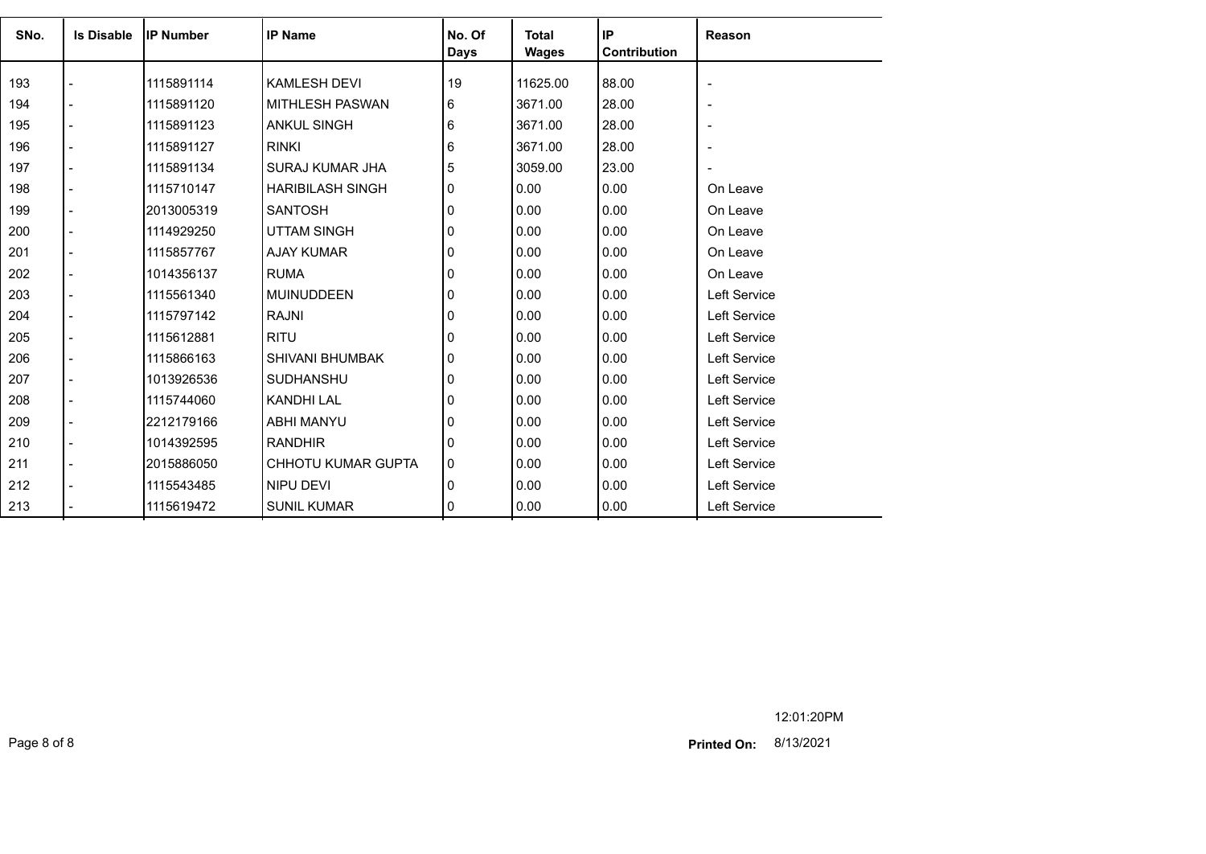| SNo. | Is Disable | IP Number | IP Name | No. Of Days | Total Wages | IP Contribution | Reason |
|---|---|---|---|---|---|---|---|
| 193 | - | 1115891114 | KAMLESH DEVI | 19 | 11625.00 | 88.00 | - |
| 194 | - | 1115891120 | MITHLESH PASWAN | 6 | 3671.00 | 28.00 | - |
| 195 | - | 1115891123 | ANKUL SINGH | 6 | 3671.00 | 28.00 | - |
| 196 | - | 1115891127 | RINKI | 6 | 3671.00 | 28.00 | - |
| 197 | - | 1115891134 | SURAJ KUMAR JHA | 5 | 3059.00 | 23.00 | - |
| 198 | - | 1115710147 | HARIBILASH SINGH | 0 | 0.00 | 0.00 | On Leave |
| 199 | - | 2013005319 | SANTOSH | 0 | 0.00 | 0.00 | On Leave |
| 200 | - | 1114929250 | UTTAM SINGH | 0 | 0.00 | 0.00 | On Leave |
| 201 | - | 1115857767 | AJAY KUMAR | 0 | 0.00 | 0.00 | On Leave |
| 202 | - | 1014356137 | RUMA | 0 | 0.00 | 0.00 | On Leave |
| 203 | - | 1115561340 | MUINUDDEEN | 0 | 0.00 | 0.00 | Left Service |
| 204 | - | 1115797142 | RAJNI | 0 | 0.00 | 0.00 | Left Service |
| 205 | - | 1115612881 | RITU | 0 | 0.00 | 0.00 | Left Service |
| 206 | - | 1115866163 | SHIVANI BHUMBAK | 0 | 0.00 | 0.00 | Left Service |
| 207 | - | 1013926536 | SUDHANSHU | 0 | 0.00 | 0.00 | Left Service |
| 208 | - | 1115744060 | KANDHI LAL | 0 | 0.00 | 0.00 | Left Service |
| 209 | - | 2212179166 | ABHI MANYU | 0 | 0.00 | 0.00 | Left Service |
| 210 | - | 1014392595 | RANDHIR | 0 | 0.00 | 0.00 | Left Service |
| 211 | - | 2015886050 | CHHOTU KUMAR GUPTA | 0 | 0.00 | 0.00 | Left Service |
| 212 | - | 1115543485 | NIPU DEVI | 0 | 0.00 | 0.00 | Left Service |
| 213 | - | 1115619472 | SUNIL KUMAR | 0 | 0.00 | 0.00 | Left Service |

12:01:20PM

**Printed On:** 8/13/2021